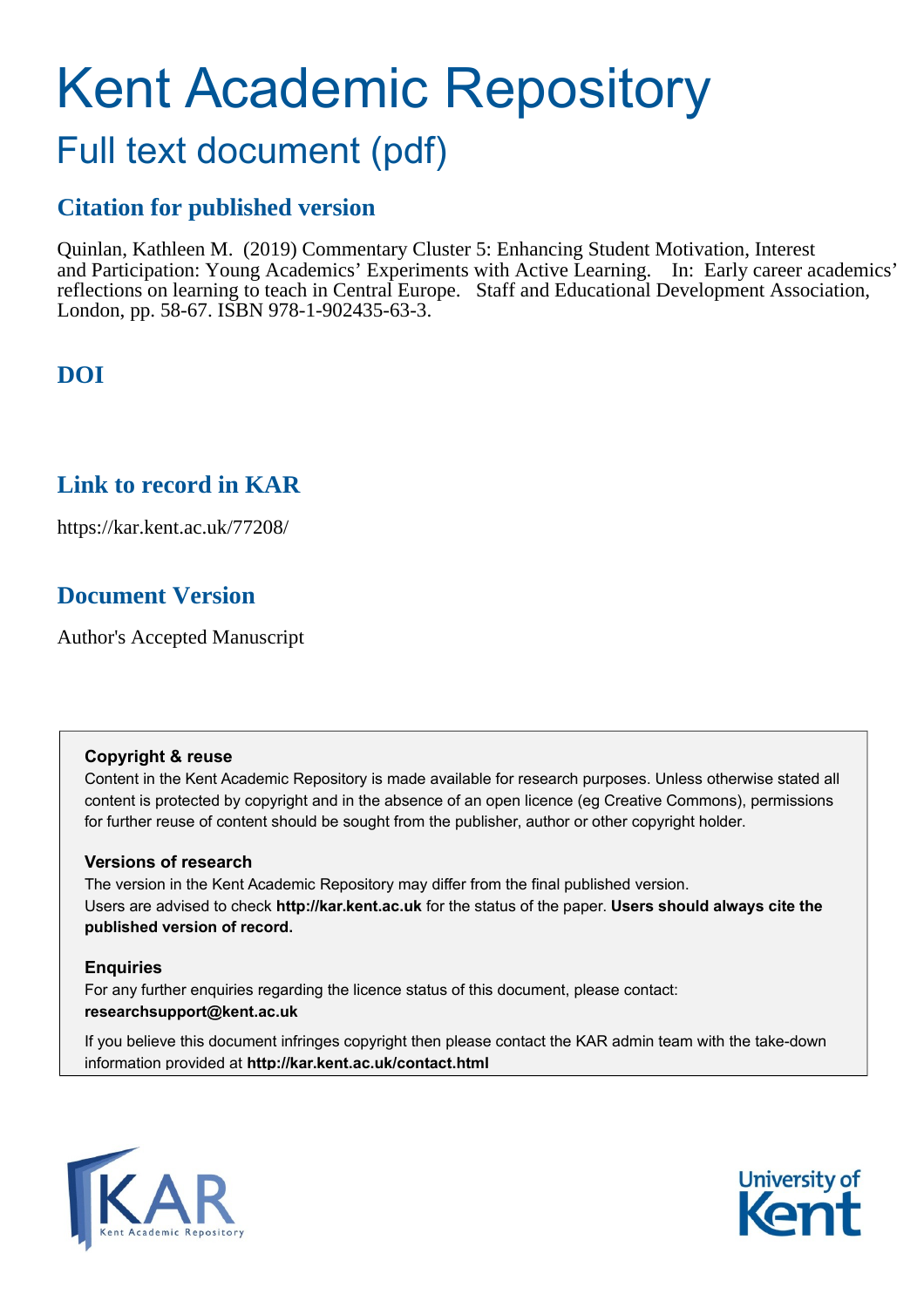# Kent Academic Repository

## Full text document (pdf)

### Citation for published version

Quinlan, Kathleen M. (2019) Commentary Cluster 5: Enhancing Student Motivation, Interest and Participation: Young Academics' Experiments with Active Learning. In: Early career academics' reflections on learning to teach in Central Europe. Staff and Educational Development Association, London, pp. 58-67. ISBN 978-1-902435-63-3.

### DOI

### Link to record in KAR

https://kar.kent.ac.uk/77208/

### Document Version

Author's Accepted Manuscript

**Copyright & reuse**

Content in the Kent Academic Repository is made available for research purposes. Unless otherwise stated all content is protected by copyright and in the absence of an open licence (eg Creative Commons), permissions for further reuse of content should be sought from the publisher, author or other copyright holder.

**Versions of research**

The version in the Kent Academic Repository may differ from the final published version. Users are advised to check **http://kar.kent.ac.uk** for the status of the paper. **Users should always cite the published version of record.**

**Enquiries**

For any further enquiries regarding the licence status of this document, please contact: **researchsupport@kent.ac.uk**

If you believe this document infringes copyright then please contact the KAR admin team with the take-down information provided at **http://kar.kent.ac.uk/contact.html**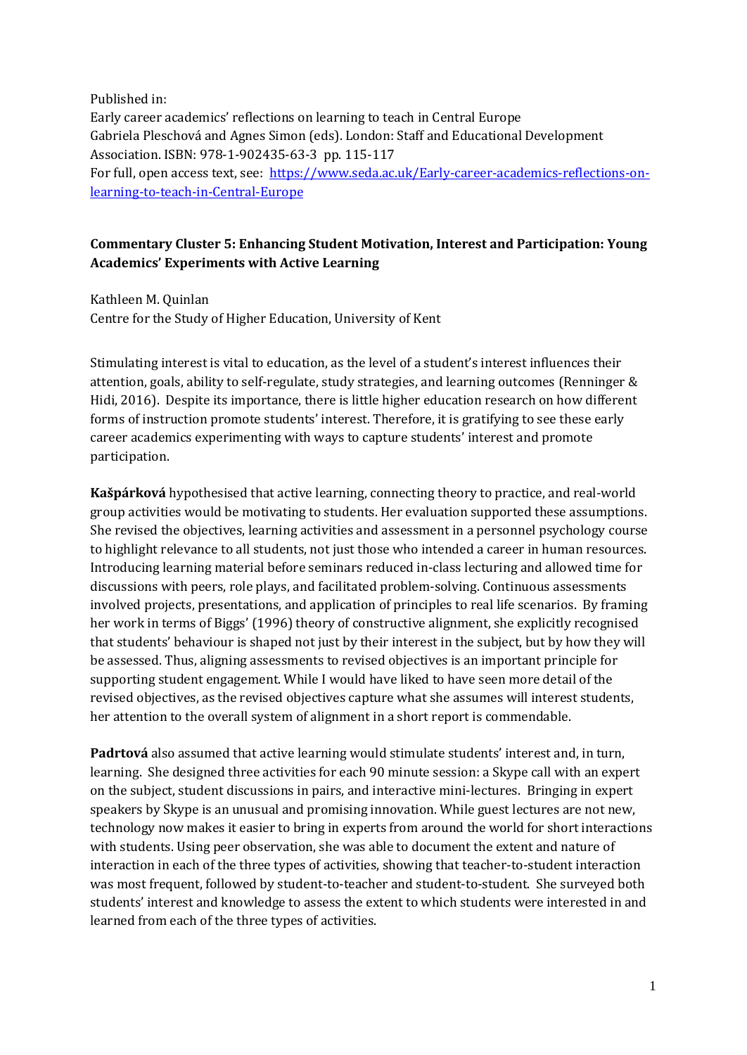Published in:
Early career academics' reflections on learning to teach in Central Europe
Gabriela Pleschová and Agnes Simon (eds). London: Staff and Educational Development Association. ISBN: 978-1-902435-63-3 pp. 115-117
For full, open access text, see: [https://www.seda.ac.uk/Early-career-academics-reflections-on-learning-to-teach-in-Central-Europe](https://www.seda.ac.uk/Early-career-academics-reflections-on-learning-to-teach-in-Central-Europe)

## Commentary Cluster 5: Enhancing Student Motivation, Interest and Participation: Young Academics' Experiments with Active Learning

Kathleen M. Quinlan
Centre for the Study of Higher Education, University of Kent

Stimulating interest is vital to education, as the level of a student's interest influences their attention, goals, ability to self-regulate, study strategies, and learning outcomes (Renninger & Hidi, 2016). Despite its importance, there is little higher education research on how different forms of instruction promote students' interest. Therefore, it is gratifying to see these early career academics experimenting with ways to capture students' interest and promote participation.

**Kašpárková** hypothesised that active learning, connecting theory to practice, and real-world group activities would be motivating to students. Her evaluation supported these assumptions. She revised the objectives, learning activities and assessment in a personnel psychology course to highlight relevance to all students, not just those who intended a career in human resources. Introducing learning material before seminars reduced in-class lecturing and allowed time for discussions with peers, role plays, and facilitated problem-solving. Continuous assessments involved projects, presentations, and application of principles to real life scenarios. By framing her work in terms of Biggs' (1996) theory of constructive alignment, she explicitly recognised that students' behaviour is shaped not just by their interest in the subject, but by how they will be assessed. Thus, aligning assessments to revised objectives is an important principle for supporting student engagement. While I would have liked to have seen more detail of the revised objectives, as the revised objectives capture what she assumes will interest students, her attention to the overall system of alignment in a short report is commendable.

**Padrtová** also assumed that active learning would stimulate students' interest and, in turn, learning. She designed three activities for each 90 minute session: a Skype call with an expert on the subject, student discussions in pairs, and interactive mini-lectures. Bringing in expert speakers by Skype is an unusual and promising innovation. While guest lectures are not new, technology now makes it easier to bring in experts from around the world for short interactions with students. Using peer observation, she was able to document the extent and nature of interaction in each of the three types of activities, showing that teacher-to-student interaction was most frequent, followed by student-to-teacher and student-to-student. She surveyed both students' interest and knowledge to assess the extent to which students were interested in and learned from each of the three types of activities.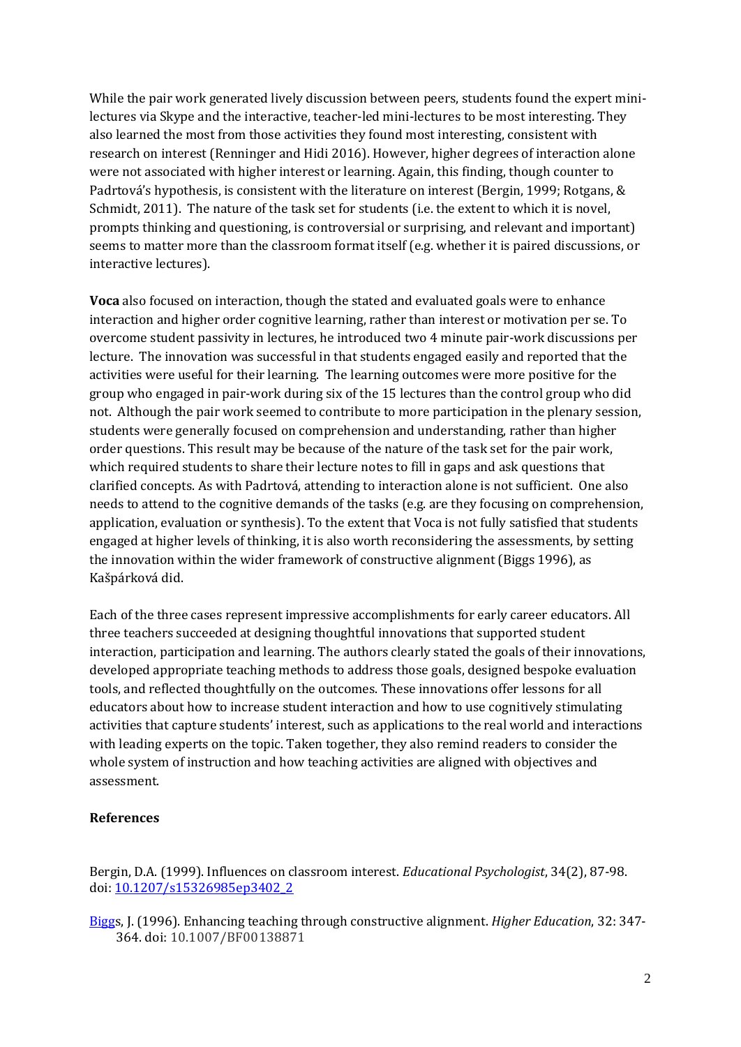While the pair work generated lively discussion between peers, students found the expert mini-lectures via Skype and the interactive, teacher-led mini-lectures to be most interesting. They also learned the most from those activities they found most interesting, consistent with research on interest (Renninger and Hidi 2016). However, higher degrees of interaction alone were not associated with higher interest or learning. Again, this finding, though counter to Padrtová's hypothesis, is consistent with the literature on interest (Bergin, 1999; Rotgans, & Schmidt, 2011). The nature of the task set for students (i.e. the extent to which it is novel, prompts thinking and questioning, is controversial or surprising, and relevant and important) seems to matter more than the classroom format itself (e.g. whether it is paired discussions, or interactive lectures).

**Voca** also focused on interaction, though the stated and evaluated goals were to enhance interaction and higher order cognitive learning, rather than interest or motivation per se. To overcome student passivity in lectures, he introduced two 4 minute pair-work discussions per lecture. The innovation was successful in that students engaged easily and reported that the activities were useful for their learning. The learning outcomes were more positive for the group who engaged in pair-work during six of the 15 lectures than the control group who did not. Although the pair work seemed to contribute to more participation in the plenary session, students were generally focused on comprehension and understanding, rather than higher order questions. This result may be because of the nature of the task set for the pair work, which required students to share their lecture notes to fill in gaps and ask questions that clarified concepts. As with Padrtová, attending to interaction alone is not sufficient. One also needs to attend to the cognitive demands of the tasks (e.g. are they focusing on comprehension, application, evaluation or synthesis). To the extent that Voca is not fully satisfied that students engaged at higher levels of thinking, it is also worth reconsidering the assessments, by setting the innovation within the wider framework of constructive alignment (Biggs 1996), as Kašpárková did.

Each of the three cases represent impressive accomplishments for early career educators. All three teachers succeeded at designing thoughtful innovations that supported student interaction, participation and learning. The authors clearly stated the goals of their innovations, developed appropriate teaching methods to address those goals, designed bespoke evaluation tools, and reflected thoughtfully on the outcomes. These innovations offer lessons for all educators about how to increase student interaction and how to use cognitively stimulating activities that capture students' interest, such as applications to the real world and interactions with leading experts on the topic. Taken together, they also remind readers to consider the whole system of instruction and how teaching activities are aligned with objectives and assessment.

**References**

Bergin, D.A. (1999). Influences on classroom interest. *Educational Psychologist*, 34(2), 87-98. doi: 10.1207/s15326985ep3402_2

Biggs, J. (1996). Enhancing teaching through constructive alignment. *Higher Education*, 32: 347-364. doi: 10.1007/BF00138871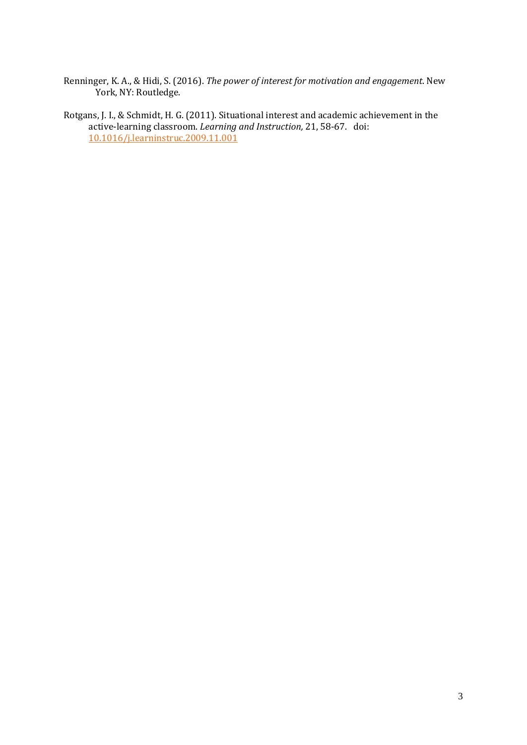Renninger, K. A., & Hidi, S. (2016). *The power of interest for motivation and engagement*. New York, NY: Routledge.

Rotgans, J. I., & Schmidt, H. G. (2011). Situational interest and academic achievement in the active-learning classroom. *Learning and Instruction,* 21, 58-67. doi: 10.1016/j.learninstruc.2009.11.001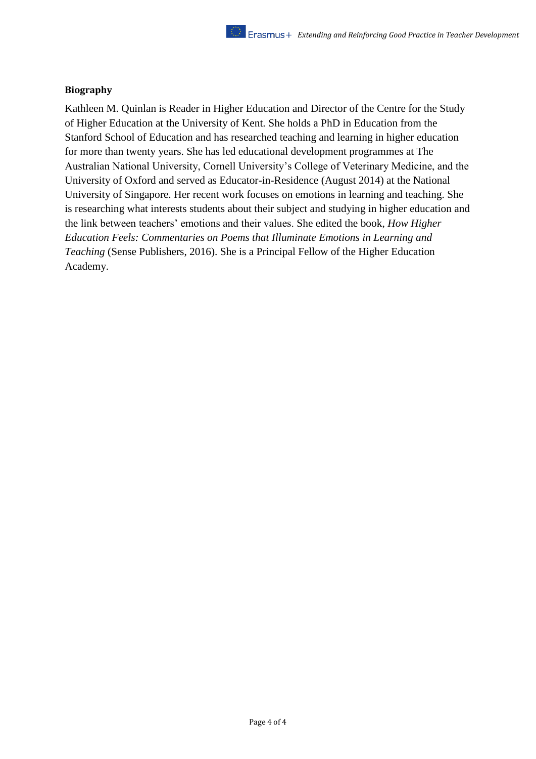**Biography**

Kathleen M. Quinlan is Reader in Higher Education and Director of the Centre for the Study of Higher Education at the University of Kent. She holds a PhD in Education from the Stanford School of Education and has researched teaching and learning in higher education for more than twenty years. She has led educational development programmes at The Australian National University, Cornell University's College of Veterinary Medicine, and the University of Oxford and served as Educator-in-Residence (August 2014) at the National University of Singapore. Her recent work focuses on emotions in learning and teaching. She is researching what interests students about their subject and studying in higher education and the link between teachers' emotions and their values. She edited the book, *How Higher Education Feels: Commentaries on Poems that Illuminate Emotions in Learning and Teaching* (Sense Publishers, 2016). She is a Principal Fellow of the Higher Education Academy.